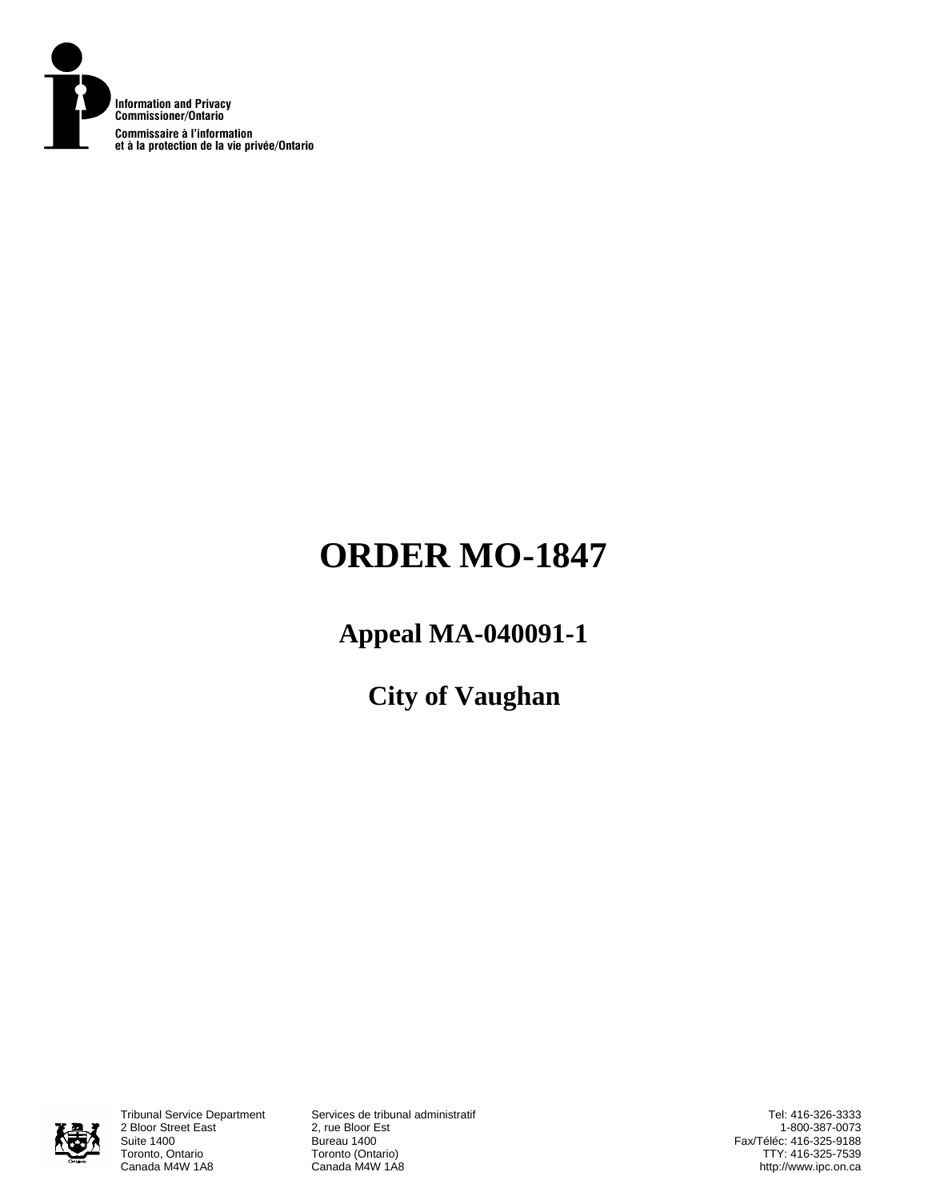Information and Privacy
Commissioner/Ontario

Commissaire à l'information
et à la protection de la vie privée/Ontario

# ORDER MO-1847

## Appeal MA-040091-1

## City of Vaughan

Tribunal Service Department
2 Bloor Street East
Suite 1400
Toronto, Ontario
Canada M4W 1A8

Services de tribunal administratif
2, rue Bloor Est
Bureau 1400
Toronto (Ontario)
Canada M4W 1A8

Tel: 416-326-3333
1-800-387-0073
Fax/Téléc: 416-325-9188
TTY: 416-325-7539
http://www.ipc.on.ca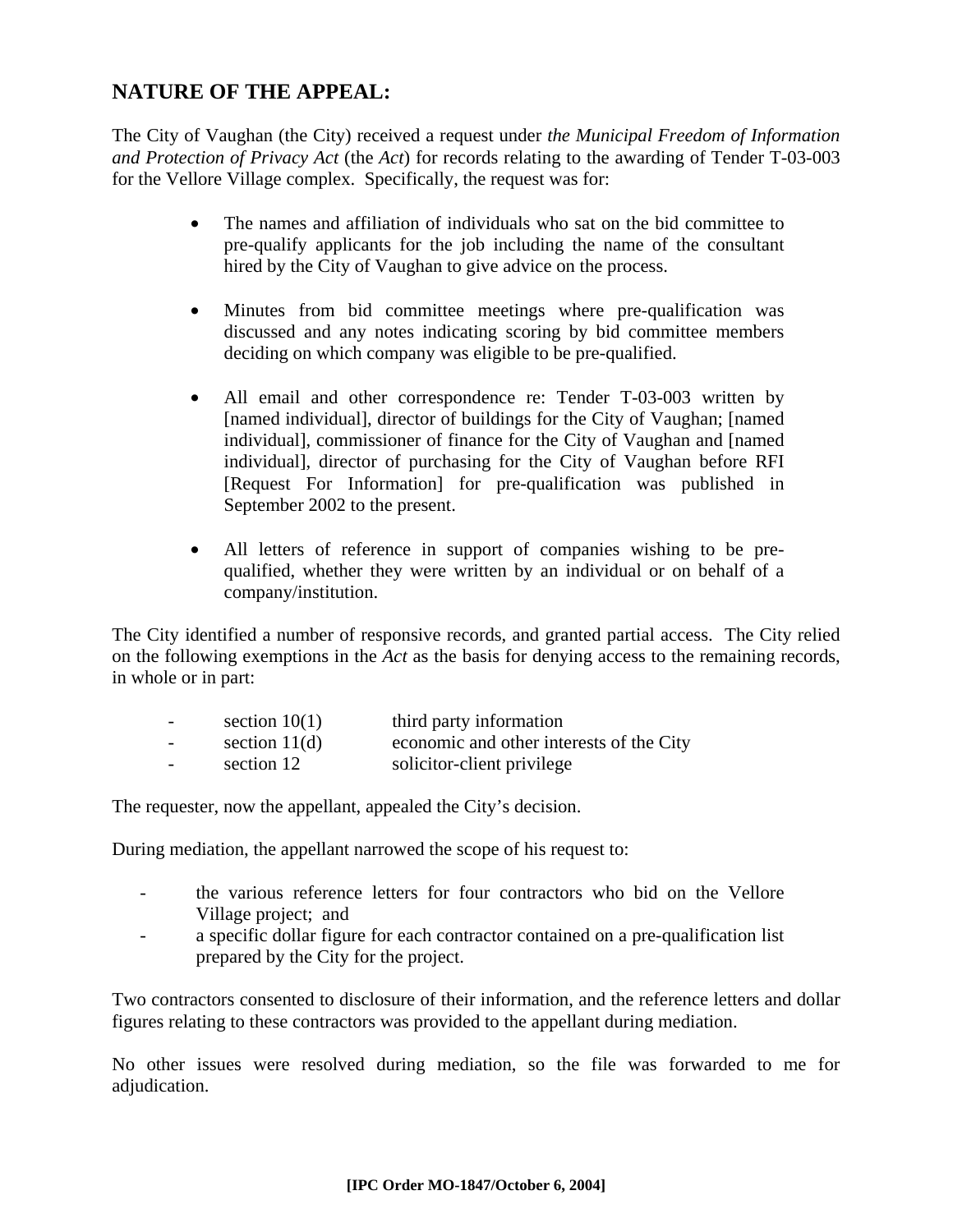## NATURE OF THE APPEAL:

The City of Vaughan (the City) received a request under *the Municipal Freedom of Information and Protection of Privacy Act* (the *Act*) for records relating to the awarding of Tender T-03-003 for the Vellore Village complex. Specifically, the request was for:

- The names and affiliation of individuals who sat on the bid committee to pre-qualify applicants for the job including the name of the consultant hired by the City of Vaughan to give advice on the process.

- Minutes from bid committee meetings where pre-qualification was discussed and any notes indicating scoring by bid committee members deciding on which company was eligible to be pre-qualified.

- All email and other correspondence re: Tender T-03-003 written by [named individual], director of buildings for the City of Vaughan; [named individual], commissioner of finance for the City of Vaughan and [named individual], director of purchasing for the City of Vaughan before RFI [Request For Information] for pre-qualification was published in September 2002 to the present.

- All letters of reference in support of companies wishing to be pre-qualified, whether they were written by an individual or on behalf of a company/institution.

The City identified a number of responsive records, and granted partial access. The City relied on the following exemptions in the *Act* as the basis for denying access to the remaining records, in whole or in part:

- section 10(1) third party information
- section 11(d) economic and other interests of the City
- section 12 solicitor-client privilege

The requester, now the appellant, appealed the City's decision.

During mediation, the appellant narrowed the scope of his request to:

- the various reference letters for four contractors who bid on the Vellore Village project; and
- a specific dollar figure for each contractor contained on a pre-qualification list prepared by the City for the project.

Two contractors consented to disclosure of their information, and the reference letters and dollar figures relating to these contractors was provided to the appellant during mediation.

No other issues were resolved during mediation, so the file was forwarded to me for adjudication.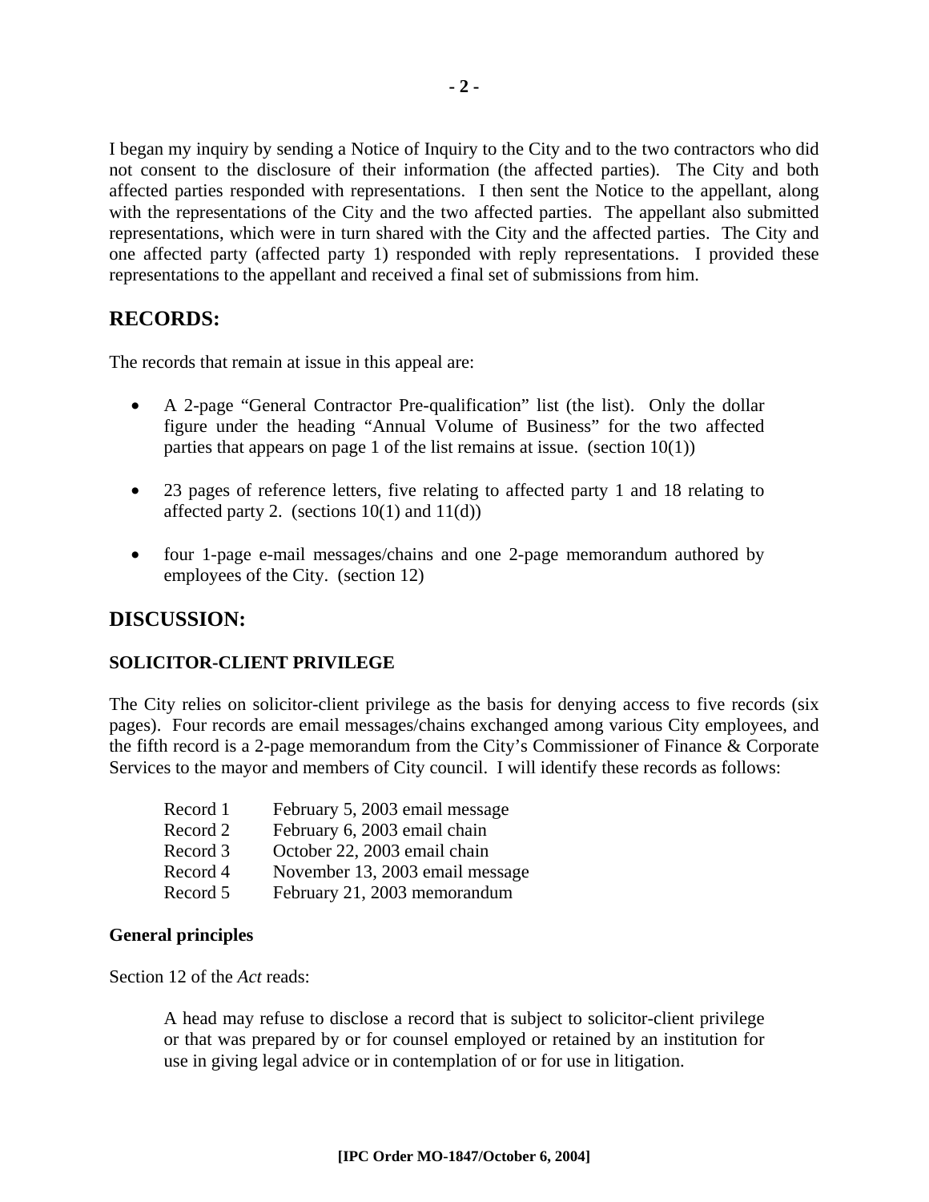I began my inquiry by sending a Notice of Inquiry to the City and to the two contractors who did not consent to the disclosure of their information (the affected parties). The City and both affected parties responded with representations. I then sent the Notice to the appellant, along with the representations of the City and the two affected parties. The appellant also submitted representations, which were in turn shared with the City and the affected parties. The City and one affected party (affected party 1) responded with reply representations. I provided these representations to the appellant and received a final set of submissions from him.

## RECORDS:

The records that remain at issue in this appeal are:

- A 2-page "General Contractor Pre-qualification" list (the list). Only the dollar figure under the heading "Annual Volume of Business" for the two affected parties that appears on page 1 of the list remains at issue. (section 10(1))
- 23 pages of reference letters, five relating to affected party 1 and 18 relating to affected party 2. (sections 10(1) and 11(d))
- four 1-page e-mail messages/chains and one 2-page memorandum authored by employees of the City. (section 12)

## DISCUSSION:

### SOLICITOR-CLIENT PRIVILEGE

The City relies on solicitor-client privilege as the basis for denying access to five records (six pages). Four records are email messages/chains exchanged among various City employees, and the fifth record is a 2-page memorandum from the City's Commissioner of Finance & Corporate Services to the mayor and members of City council. I will identify these records as follows:

| | |
|---|---|
| Record 1 | February 5, 2003 email message |
| Record 2 | February 6, 2003 email chain |
| Record 3 | October 22, 2003 email chain |
| Record 4 | November 13, 2003 email message |
| Record 5 | February 21, 2003 memorandum |

#### General principles

Section 12 of the *Act* reads:

> A head may refuse to disclose a record that is subject to solicitor-client privilege or that was prepared by or for counsel employed or retained by an institution for use in giving legal advice or in contemplation of or for use in litigation.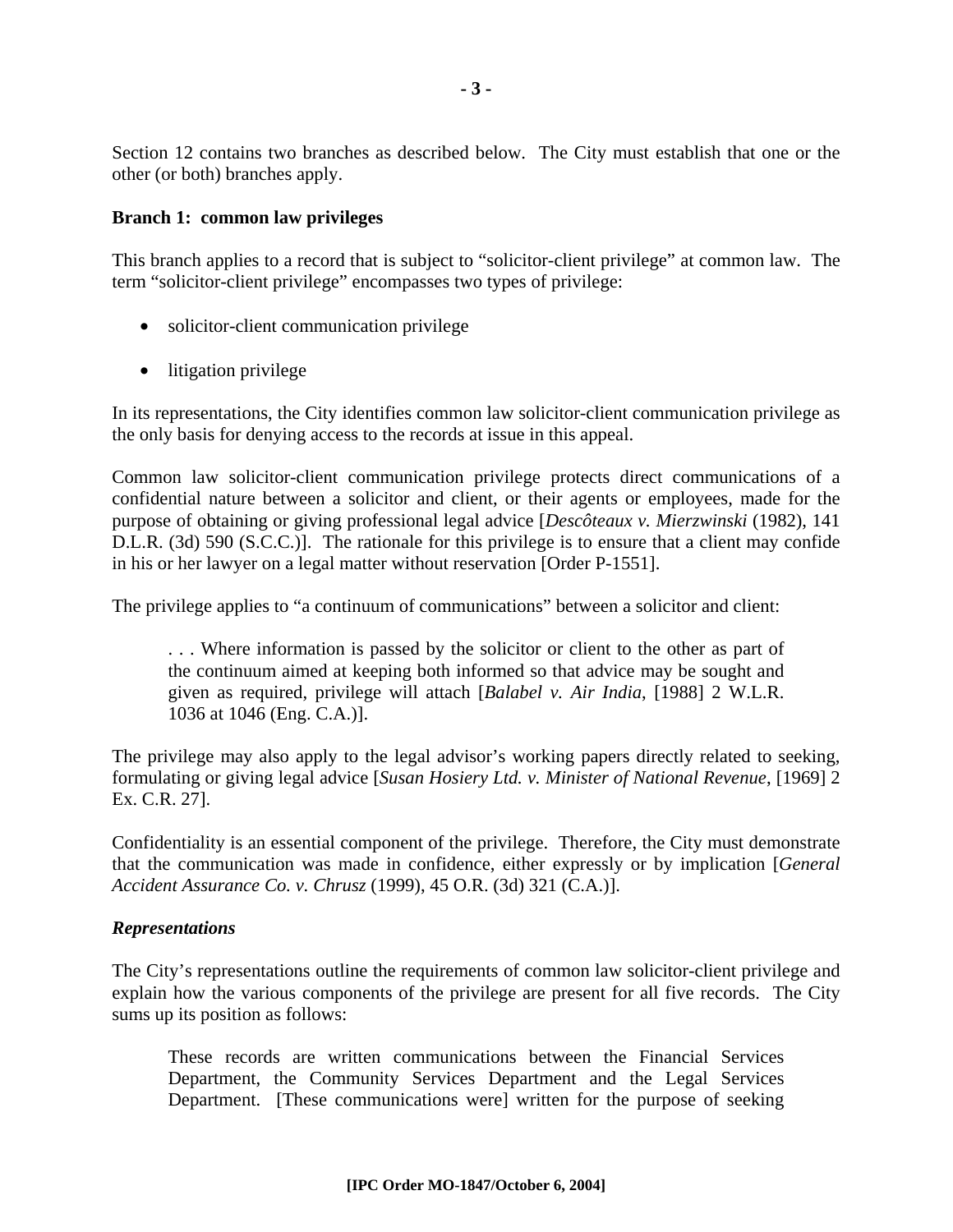Section 12 contains two branches as described below. The City must establish that one or the other (or both) branches apply.

**Branch 1: common law privileges**

This branch applies to a record that is subject to "solicitor-client privilege" at common law. The term "solicitor-client privilege" encompasses two types of privilege:

- solicitor-client communication privilege
- litigation privilege

In its representations, the City identifies common law solicitor-client communication privilege as the only basis for denying access to the records at issue in this appeal.

Common law solicitor-client communication privilege protects direct communications of a confidential nature between a solicitor and client, or their agents or employees, made for the purpose of obtaining or giving professional legal advice [*Descôteaux v. Mierzwinski* (1982), 141 D.L.R. (3d) 590 (S.C.C.)]. The rationale for this privilege is to ensure that a client may confide in his or her lawyer on a legal matter without reservation [Order P-1551].

The privilege applies to "a continuum of communications" between a solicitor and client:

> . . . Where information is passed by the solicitor or client to the other as part of the continuum aimed at keeping both informed so that advice may be sought and given as required, privilege will attach [*Balabel v. Air India*, [1988] 2 W.L.R. 1036 at 1046 (Eng. C.A.)].

The privilege may also apply to the legal advisor's working papers directly related to seeking, formulating or giving legal advice [*Susan Hosiery Ltd. v. Minister of National Revenue*, [1969] 2 Ex. C.R. 27].

Confidentiality is an essential component of the privilege. Therefore, the City must demonstrate that the communication was made in confidence, either expressly or by implication [*General Accident Assurance Co. v. Chrusz* (1999), 45 O.R. (3d) 321 (C.A.)].

***Representations***

The City's representations outline the requirements of common law solicitor-client privilege and explain how the various components of the privilege are present for all five records. The City sums up its position as follows:

> These records are written communications between the Financial Services Department, the Community Services Department and the Legal Services Department. [These communications were] written for the purpose of seeking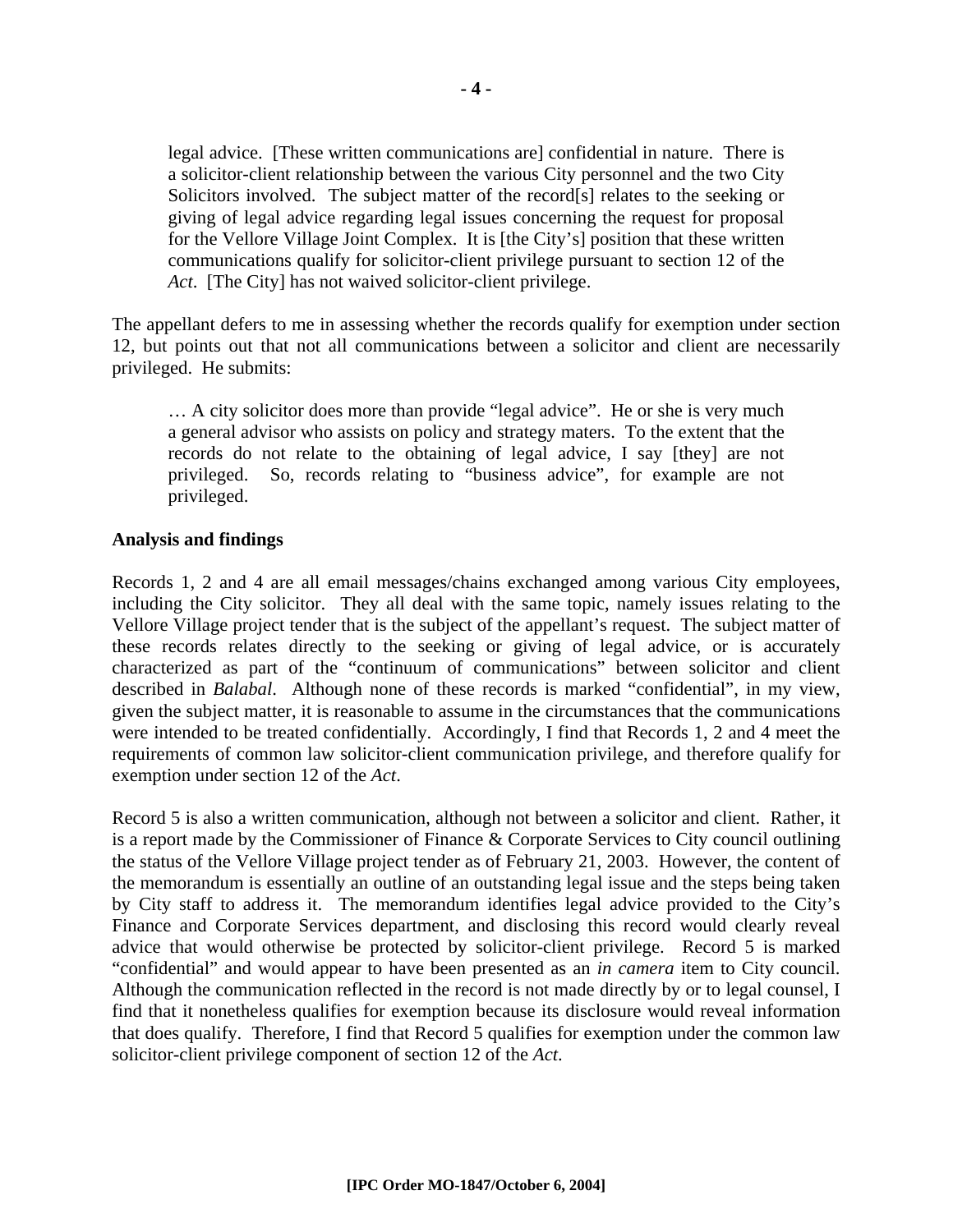> legal advice. [These written communications are] confidential in nature. There is a solicitor-client relationship between the various City personnel and the two City Solicitors involved. The subject matter of the record[s] relates to the seeking or giving of legal advice regarding legal issues concerning the request for proposal for the Vellore Village Joint Complex. It is [the City's] position that these written communications qualify for solicitor-client privilege pursuant to section 12 of the *Act*. [The City] has not waived solicitor-client privilege.

The appellant defers to me in assessing whether the records qualify for exemption under section 12, but points out that not all communications between a solicitor and client are necessarily privileged. He submits:

> … A city solicitor does more than provide "legal advice". He or she is very much a general advisor who assists on policy and strategy maters. To the extent that the records do not relate to the obtaining of legal advice, I say [they] are not privileged. So, records relating to "business advice", for example are not privileged.

**Analysis and findings**

Records 1, 2 and 4 are all email messages/chains exchanged among various City employees, including the City solicitor. They all deal with the same topic, namely issues relating to the Vellore Village project tender that is the subject of the appellant's request. The subject matter of these records relates directly to the seeking or giving of legal advice, or is accurately characterized as part of the "continuum of communications" between solicitor and client described in *Balabal*. Although none of these records is marked "confidential", in my view, given the subject matter, it is reasonable to assume in the circumstances that the communications were intended to be treated confidentially. Accordingly, I find that Records 1, 2 and 4 meet the requirements of common law solicitor-client communication privilege, and therefore qualify for exemption under section 12 of the *Act*.

Record 5 is also a written communication, although not between a solicitor and client. Rather, it is a report made by the Commissioner of Finance & Corporate Services to City council outlining the status of the Vellore Village project tender as of February 21, 2003. However, the content of the memorandum is essentially an outline of an outstanding legal issue and the steps being taken by City staff to address it. The memorandum identifies legal advice provided to the City's Finance and Corporate Services department, and disclosing this record would clearly reveal advice that would otherwise be protected by solicitor-client privilege. Record 5 is marked "confidential" and would appear to have been presented as an *in camera* item to City council. Although the communication reflected in the record is not made directly by or to legal counsel, I find that it nonetheless qualifies for exemption because its disclosure would reveal information that does qualify. Therefore, I find that Record 5 qualifies for exemption under the common law solicitor-client privilege component of section 12 of the *Act*.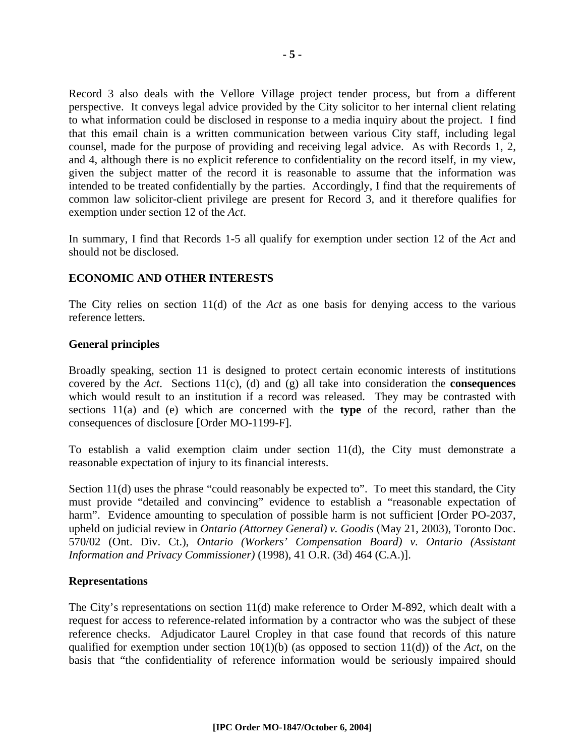Record 3 also deals with the Vellore Village project tender process, but from a different perspective. It conveys legal advice provided by the City solicitor to her internal client relating to what information could be disclosed in response to a media inquiry about the project. I find that this email chain is a written communication between various City staff, including legal counsel, made for the purpose of providing and receiving legal advice. As with Records 1, 2, and 4, although there is no explicit reference to confidentiality on the record itself, in my view, given the subject matter of the record it is reasonable to assume that the information was intended to be treated confidentially by the parties. Accordingly, I find that the requirements of common law solicitor-client privilege are present for Record 3, and it therefore qualifies for exemption under section 12 of the *Act*.

In summary, I find that Records 1-5 all qualify for exemption under section 12 of the *Act* and should not be disclosed.

## ECONOMIC AND OTHER INTERESTS

The City relies on section 11(d) of the *Act* as one basis for denying access to the various reference letters.

### General principles

Broadly speaking, section 11 is designed to protect certain economic interests of institutions covered by the *Act*. Sections 11(c), (d) and (g) all take into consideration the **consequences** which would result to an institution if a record was released. They may be contrasted with sections 11(a) and (e) which are concerned with the **type** of the record, rather than the consequences of disclosure [Order MO-1199-F].

To establish a valid exemption claim under section 11(d), the City must demonstrate a reasonable expectation of injury to its financial interests.

Section 11(d) uses the phrase "could reasonably be expected to". To meet this standard, the City must provide "detailed and convincing" evidence to establish a "reasonable expectation of harm". Evidence amounting to speculation of possible harm is not sufficient [Order PO-2037, upheld on judicial review in *Ontario (Attorney General) v. Goodis* (May 21, 2003), Toronto Doc. 570/02 (Ont. Div. Ct.), *Ontario (Workers' Compensation Board) v. Ontario (Assistant Information and Privacy Commissioner)* (1998), 41 O.R. (3d) 464 (C.A.)].

### Representations

The City's representations on section 11(d) make reference to Order M-892, which dealt with a request for access to reference-related information by a contractor who was the subject of these reference checks. Adjudicator Laurel Cropley in that case found that records of this nature qualified for exemption under section 10(1)(b) (as opposed to section 11(d)) of the *Act*, on the basis that "the confidentiality of reference information would be seriously impaired should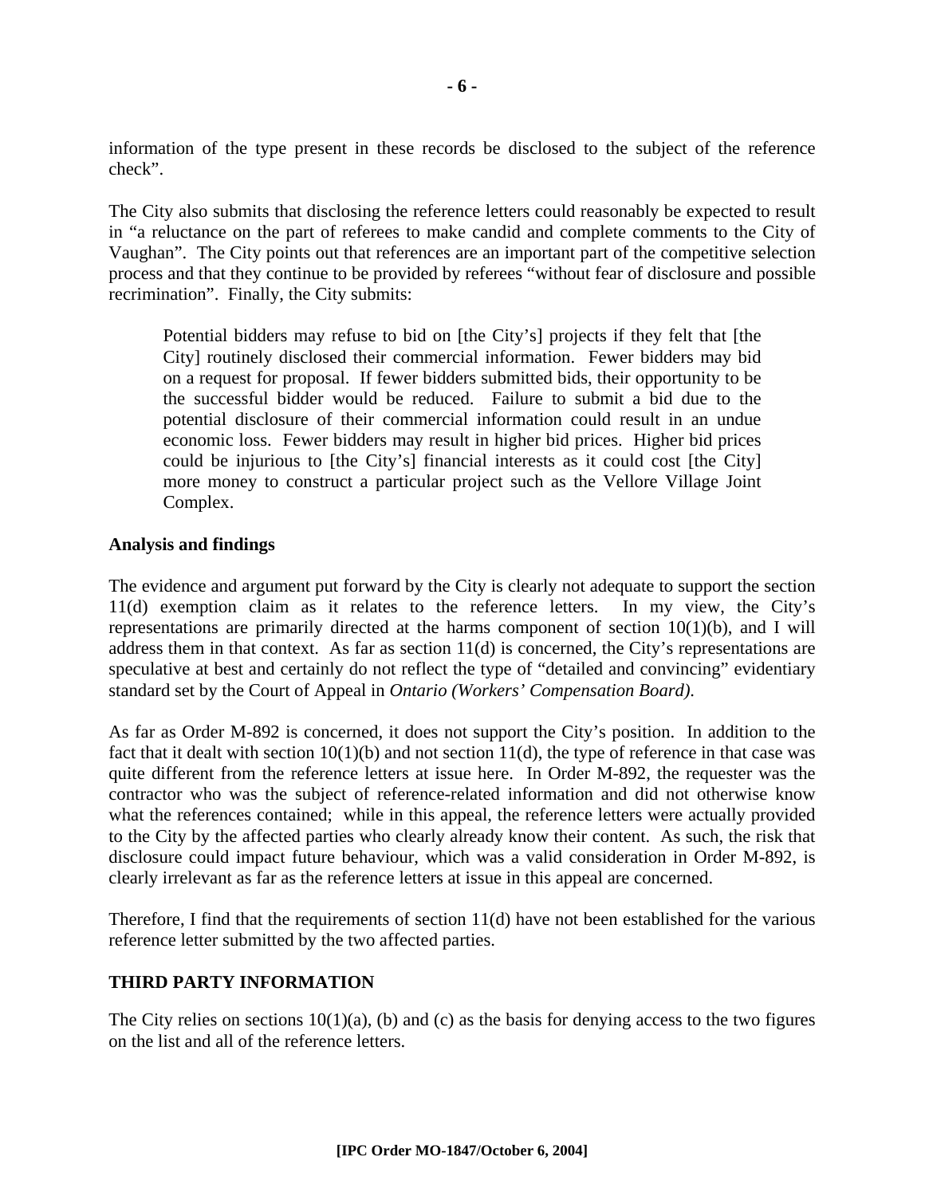information of the type present in these records be disclosed to the subject of the reference check".

The City also submits that disclosing the reference letters could reasonably be expected to result in "a reluctance on the part of referees to make candid and complete comments to the City of Vaughan". The City points out that references are an important part of the competitive selection process and that they continue to be provided by referees "without fear of disclosure and possible recrimination". Finally, the City submits:

> Potential bidders may refuse to bid on [the City's] projects if they felt that [the City] routinely disclosed their commercial information. Fewer bidders may bid on a request for proposal. If fewer bidders submitted bids, their opportunity to be the successful bidder would be reduced. Failure to submit a bid due to the potential disclosure of their commercial information could result in an undue economic loss. Fewer bidders may result in higher bid prices. Higher bid prices could be injurious to [the City's] financial interests as it could cost [the City] more money to construct a particular project such as the Vellore Village Joint Complex.

**Analysis and findings**

The evidence and argument put forward by the City is clearly not adequate to support the section 11(d) exemption claim as it relates to the reference letters. In my view, the City's representations are primarily directed at the harms component of section 10(1)(b), and I will address them in that context. As far as section 11(d) is concerned, the City's representations are speculative at best and certainly do not reflect the type of "detailed and convincing" evidentiary standard set by the Court of Appeal in *Ontario (Workers' Compensation Board).*

As far as Order M-892 is concerned, it does not support the City's position. In addition to the fact that it dealt with section 10(1)(b) and not section 11(d), the type of reference in that case was quite different from the reference letters at issue here. In Order M-892, the requester was the contractor who was the subject of reference-related information and did not otherwise know what the references contained; while in this appeal, the reference letters were actually provided to the City by the affected parties who clearly already know their content. As such, the risk that disclosure could impact future behaviour, which was a valid consideration in Order M-892, is clearly irrelevant as far as the reference letters at issue in this appeal are concerned.

Therefore, I find that the requirements of section 11(d) have not been established for the various reference letter submitted by the two affected parties.

## THIRD PARTY INFORMATION

The City relies on sections 10(1)(a), (b) and (c) as the basis for denying access to the two figures on the list and all of the reference letters.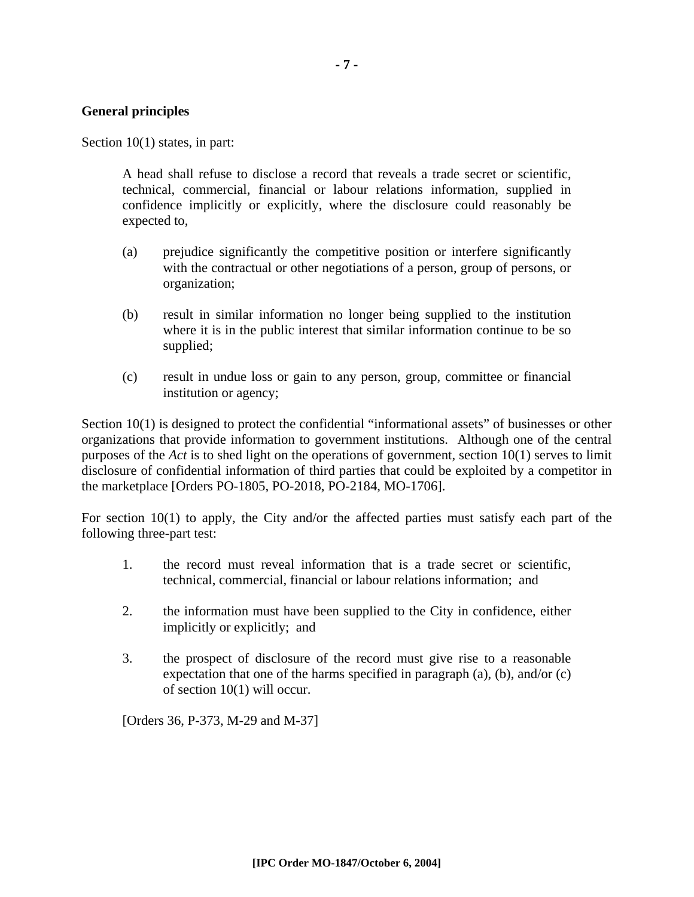### General principles

Section 10(1) states, in part:

> A head shall refuse to disclose a record that reveals a trade secret or scientific, technical, commercial, financial or labour relations information, supplied in confidence implicitly or explicitly, where the disclosure could reasonably be expected to,
>
> (a) prejudice significantly the competitive position or interfere significantly with the contractual or other negotiations of a person, group of persons, or organization;
>
> (b) result in similar information no longer being supplied to the institution where it is in the public interest that similar information continue to be so supplied;
>
> (c) result in undue loss or gain to any person, group, committee or financial institution or agency;

Section 10(1) is designed to protect the confidential "informational assets" of businesses or other organizations that provide information to government institutions. Although one of the central purposes of the *Act* is to shed light on the operations of government, section 10(1) serves to limit disclosure of confidential information of third parties that could be exploited by a competitor in the marketplace [Orders PO-1805, PO-2018, PO-2184, MO-1706].

For section 10(1) to apply, the City and/or the affected parties must satisfy each part of the following three-part test:

> 1. the record must reveal information that is a trade secret or scientific, technical, commercial, financial or labour relations information; and
>
> 2. the information must have been supplied to the City in confidence, either implicitly or explicitly; and
>
> 3. the prospect of disclosure of the record must give rise to a reasonable expectation that one of the harms specified in paragraph (a), (b), and/or (c) of section 10(1) will occur.
>
> [Orders 36, P-373, M-29 and M-37]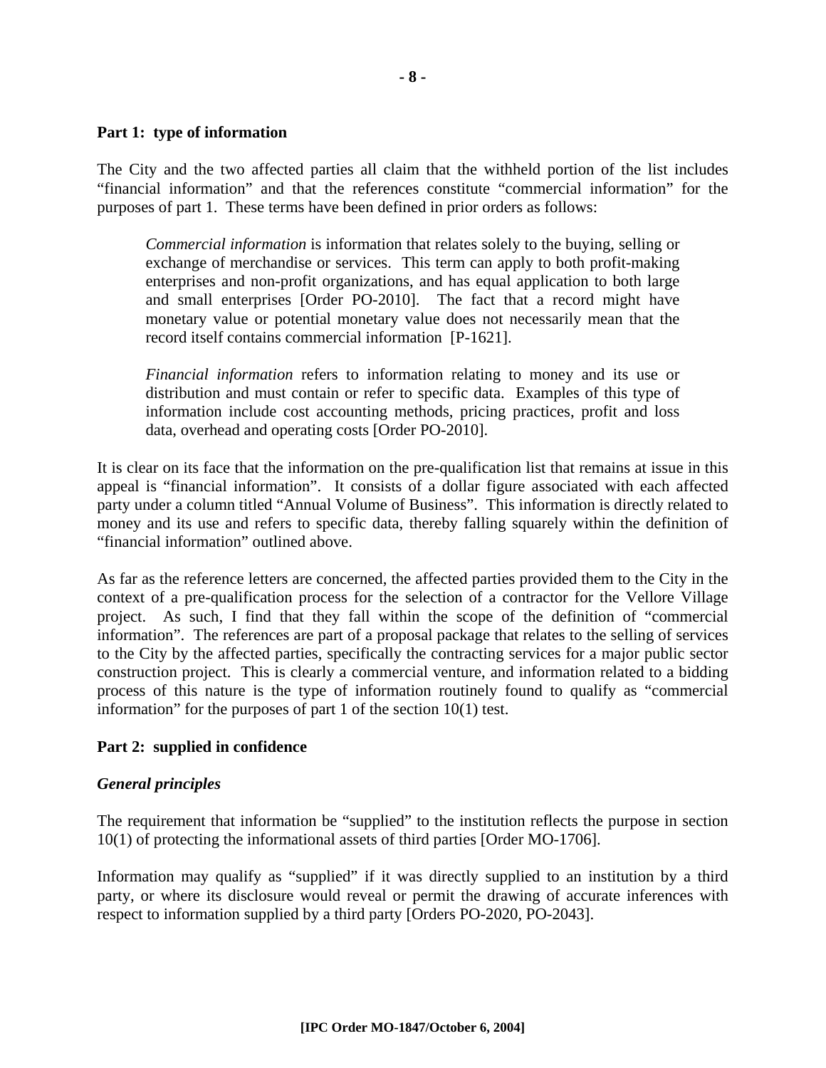**Part 1: type of information**

The City and the two affected parties all claim that the withheld portion of the list includes "financial information" and that the references constitute "commercial information" for the purposes of part 1. These terms have been defined in prior orders as follows:

> *Commercial information* is information that relates solely to the buying, selling or exchange of merchandise or services. This term can apply to both profit-making enterprises and non-profit organizations, and has equal application to both large and small enterprises [Order PO-2010]. The fact that a record might have monetary value or potential monetary value does not necessarily mean that the record itself contains commercial information [P-1621].
>
> *Financial information* refers to information relating to money and its use or distribution and must contain or refer to specific data. Examples of this type of information include cost accounting methods, pricing practices, profit and loss data, overhead and operating costs [Order PO-2010].

It is clear on its face that the information on the pre-qualification list that remains at issue in this appeal is "financial information". It consists of a dollar figure associated with each affected party under a column titled "Annual Volume of Business". This information is directly related to money and its use and refers to specific data, thereby falling squarely within the definition of "financial information" outlined above.

As far as the reference letters are concerned, the affected parties provided them to the City in the context of a pre-qualification process for the selection of a contractor for the Vellore Village project. As such, I find that they fall within the scope of the definition of "commercial information". The references are part of a proposal package that relates to the selling of services to the City by the affected parties, specifically the contracting services for a major public sector construction project. This is clearly a commercial venture, and information related to a bidding process of this nature is the type of information routinely found to qualify as "commercial information" for the purposes of part 1 of the section 10(1) test.

**Part 2: supplied in confidence**

***General principles***

The requirement that information be "supplied" to the institution reflects the purpose in section 10(1) of protecting the informational assets of third parties [Order MO-1706].

Information may qualify as "supplied" if it was directly supplied to an institution by a third party, or where its disclosure would reveal or permit the drawing of accurate inferences with respect to information supplied by a third party [Orders PO-2020, PO-2043].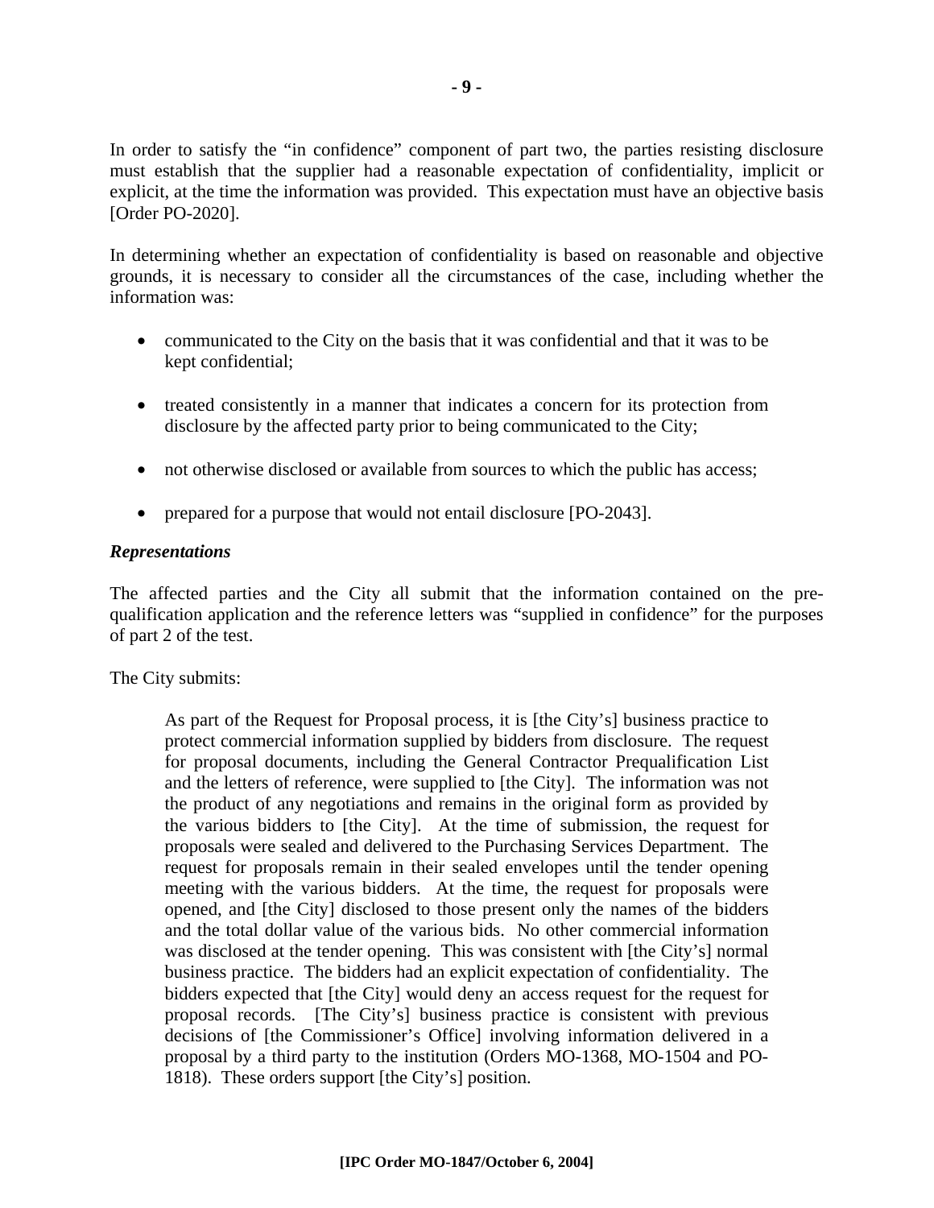In order to satisfy the "in confidence" component of part two, the parties resisting disclosure must establish that the supplier had a reasonable expectation of confidentiality, implicit or explicit, at the time the information was provided. This expectation must have an objective basis [Order PO-2020].

In determining whether an expectation of confidentiality is based on reasonable and objective grounds, it is necessary to consider all the circumstances of the case, including whether the information was:

- communicated to the City on the basis that it was confidential and that it was to be kept confidential;
- treated consistently in a manner that indicates a concern for its protection from disclosure by the affected party prior to being communicated to the City;
- not otherwise disclosed or available from sources to which the public has access;
- prepared for a purpose that would not entail disclosure [PO-2043].

***Representations***

The affected parties and the City all submit that the information contained on the pre-qualification application and the reference letters was "supplied in confidence" for the purposes of part 2 of the test.

The City submits:

> As part of the Request for Proposal process, it is [the City's] business practice to protect commercial information supplied by bidders from disclosure. The request for proposal documents, including the General Contractor Prequalification List and the letters of reference, were supplied to [the City]. The information was not the product of any negotiations and remains in the original form as provided by the various bidders to [the City]. At the time of submission, the request for proposals were sealed and delivered to the Purchasing Services Department. The request for proposals remain in their sealed envelopes until the tender opening meeting with the various bidders. At the time, the request for proposals were opened, and [the City] disclosed to those present only the names of the bidders and the total dollar value of the various bids. No other commercial information was disclosed at the tender opening. This was consistent with [the City's] normal business practice. The bidders had an explicit expectation of confidentiality. The bidders expected that [the City] would deny an access request for the request for proposal records. [The City's] business practice is consistent with previous decisions of [the Commissioner's Office] involving information delivered in a proposal by a third party to the institution (Orders MO-1368, MO-1504 and PO-1818). These orders support [the City's] position.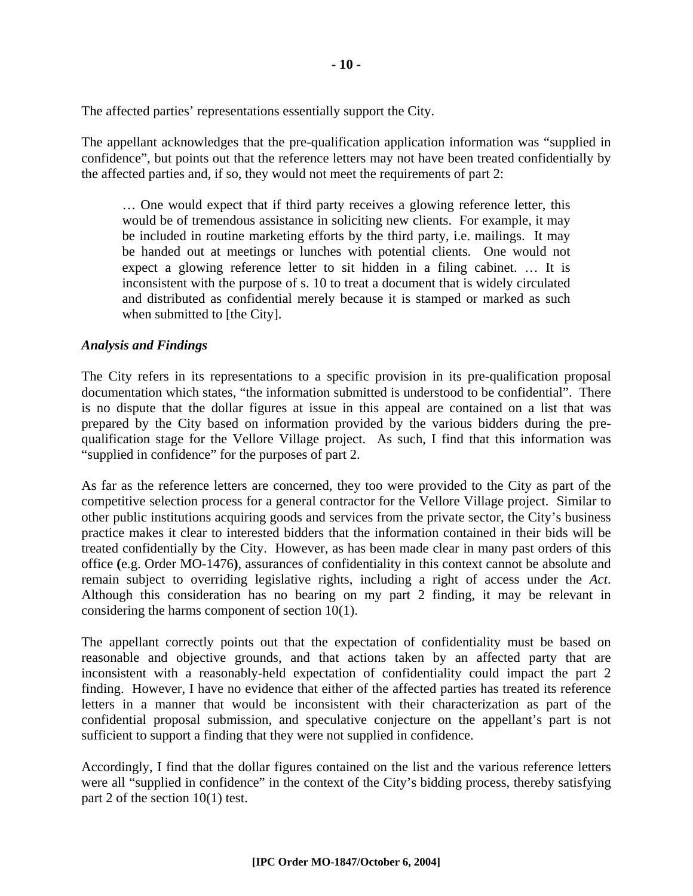The affected parties' representations essentially support the City.

The appellant acknowledges that the pre-qualification application information was "supplied in confidence", but points out that the reference letters may not have been treated confidentially by the affected parties and, if so, they would not meet the requirements of part 2:

> … One would expect that if third party receives a glowing reference letter, this would be of tremendous assistance in soliciting new clients. For example, it may be included in routine marketing efforts by the third party, i.e. mailings. It may be handed out at meetings or lunches with potential clients. One would not expect a glowing reference letter to sit hidden in a filing cabinet. … It is inconsistent with the purpose of s. 10 to treat a document that is widely circulated and distributed as confidential merely because it is stamped or marked as such when submitted to [the City].

### *Analysis and Findings*

The City refers in its representations to a specific provision in its pre-qualification proposal documentation which states, "the information submitted is understood to be confidential". There is no dispute that the dollar figures at issue in this appeal are contained on a list that was prepared by the City based on information provided by the various bidders during the pre-qualification stage for the Vellore Village project. As such, I find that this information was "supplied in confidence" for the purposes of part 2.

As far as the reference letters are concerned, they too were provided to the City as part of the competitive selection process for a general contractor for the Vellore Village project. Similar to other public institutions acquiring goods and services from the private sector, the City's business practice makes it clear to interested bidders that the information contained in their bids will be treated confidentially by the City. However, as has been made clear in many past orders of this office **(**e.g. Order MO-1476**)**, assurances of confidentiality in this context cannot be absolute and remain subject to overriding legislative rights, including a right of access under the *Act*. Although this consideration has no bearing on my part 2 finding, it may be relevant in considering the harms component of section 10(1).

The appellant correctly points out that the expectation of confidentiality must be based on reasonable and objective grounds, and that actions taken by an affected party that are inconsistent with a reasonably-held expectation of confidentiality could impact the part 2 finding. However, I have no evidence that either of the affected parties has treated its reference letters in a manner that would be inconsistent with their characterization as part of the confidential proposal submission, and speculative conjecture on the appellant's part is not sufficient to support a finding that they were not supplied in confidence.

Accordingly, I find that the dollar figures contained on the list and the various reference letters were all "supplied in confidence" in the context of the City's bidding process, thereby satisfying part 2 of the section 10(1) test.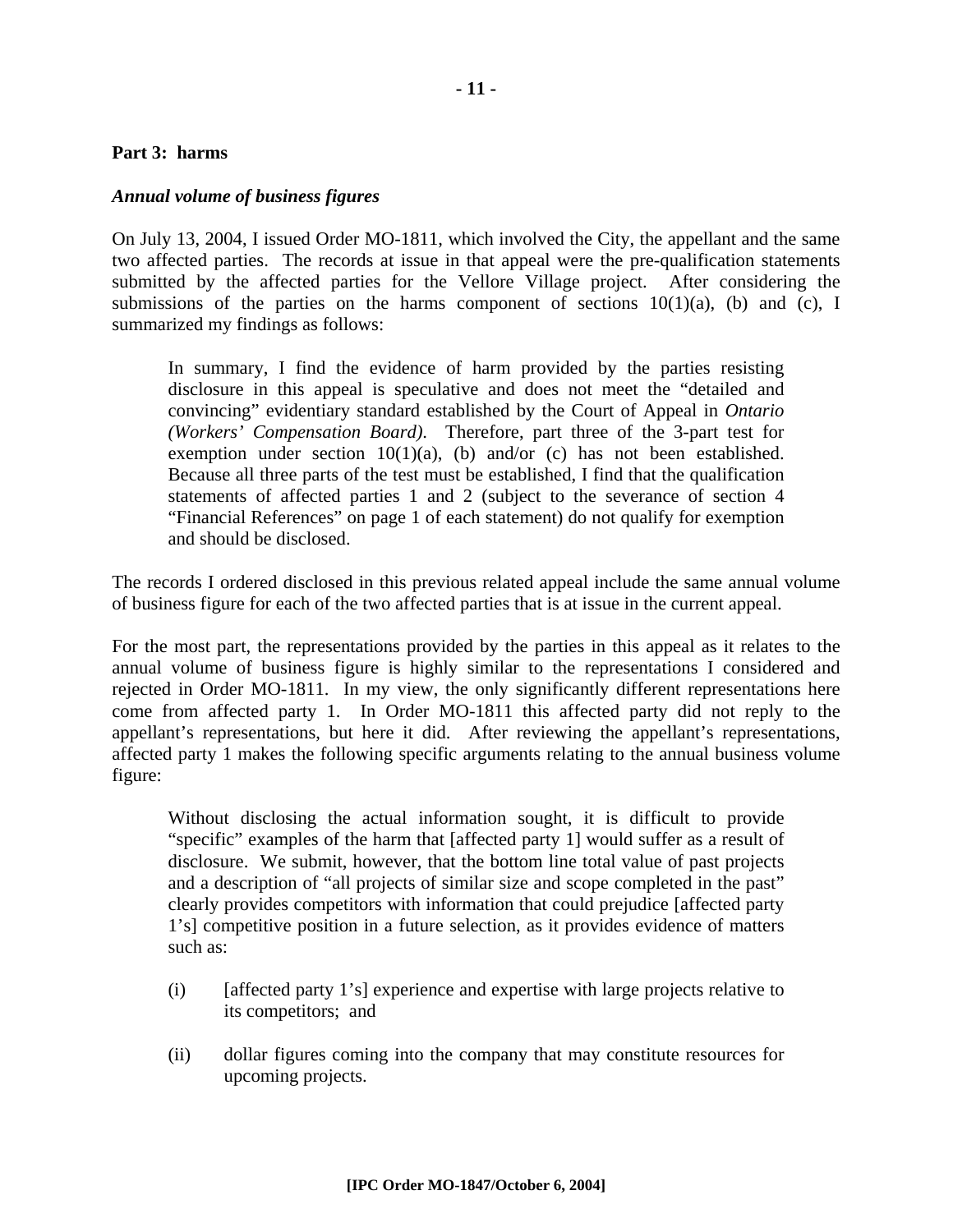**Part 3: harms**

***Annual volume of business figures***

On July 13, 2004, I issued Order MO-1811, which involved the City, the appellant and the same two affected parties. The records at issue in that appeal were the pre-qualification statements submitted by the affected parties for the Vellore Village project. After considering the submissions of the parties on the harms component of sections 10(1)(a), (b) and (c), I summarized my findings as follows:

> In summary, I find the evidence of harm provided by the parties resisting disclosure in this appeal is speculative and does not meet the "detailed and convincing" evidentiary standard established by the Court of Appeal in *Ontario (Workers' Compensation Board)*. Therefore, part three of the 3-part test for exemption under section 10(1)(a), (b) and/or (c) has not been established. Because all three parts of the test must be established, I find that the qualification statements of affected parties 1 and 2 (subject to the severance of section 4 "Financial References" on page 1 of each statement) do not qualify for exemption and should be disclosed.

The records I ordered disclosed in this previous related appeal include the same annual volume of business figure for each of the two affected parties that is at issue in the current appeal.

For the most part, the representations provided by the parties in this appeal as it relates to the annual volume of business figure is highly similar to the representations I considered and rejected in Order MO-1811. In my view, the only significantly different representations here come from affected party 1. In Order MO-1811 this affected party did not reply to the appellant's representations, but here it did. After reviewing the appellant's representations, affected party 1 makes the following specific arguments relating to the annual business volume figure:

> Without disclosing the actual information sought, it is difficult to provide "specific" examples of the harm that [affected party 1] would suffer as a result of disclosure. We submit, however, that the bottom line total value of past projects and a description of "all projects of similar size and scope completed in the past" clearly provides competitors with information that could prejudice [affected party 1's] competitive position in a future selection, as it provides evidence of matters such as:
>
> (i) [affected party 1's] experience and expertise with large projects relative to its competitors; and
>
> (ii) dollar figures coming into the company that may constitute resources for upcoming projects.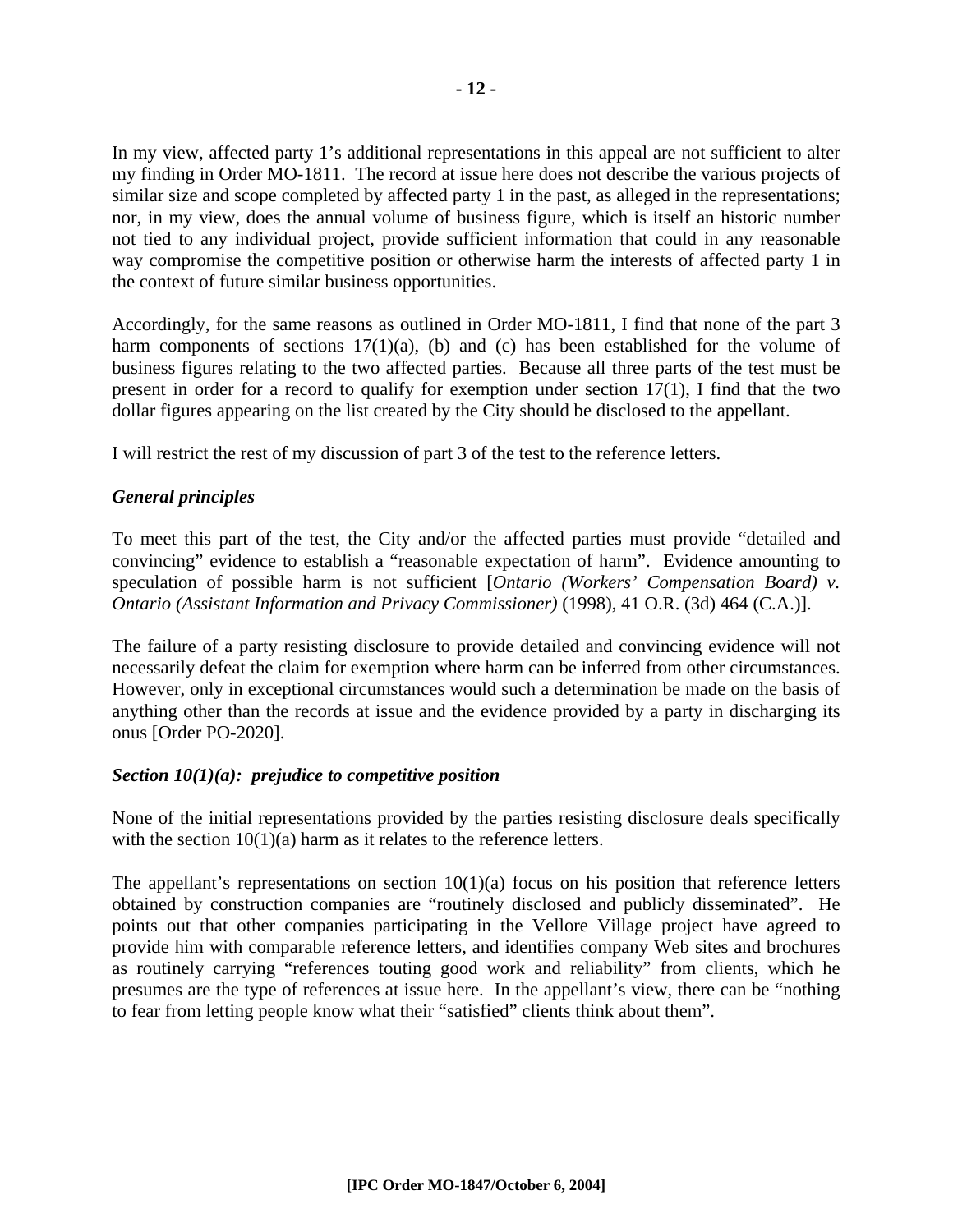In my view, affected party 1's additional representations in this appeal are not sufficient to alter my finding in Order MO-1811. The record at issue here does not describe the various projects of similar size and scope completed by affected party 1 in the past, as alleged in the representations; nor, in my view, does the annual volume of business figure, which is itself an historic number not tied to any individual project, provide sufficient information that could in any reasonable way compromise the competitive position or otherwise harm the interests of affected party 1 in the context of future similar business opportunities.

Accordingly, for the same reasons as outlined in Order MO-1811, I find that none of the part 3 harm components of sections 17(1)(a), (b) and (c) has been established for the volume of business figures relating to the two affected parties. Because all three parts of the test must be present in order for a record to qualify for exemption under section 17(1), I find that the two dollar figures appearing on the list created by the City should be disclosed to the appellant.

I will restrict the rest of my discussion of part 3 of the test to the reference letters.

### *General principles*

To meet this part of the test, the City and/or the affected parties must provide "detailed and convincing" evidence to establish a "reasonable expectation of harm". Evidence amounting to speculation of possible harm is not sufficient [*Ontario (Workers' Compensation Board) v. Ontario (Assistant Information and Privacy Commissioner)* (1998), 41 O.R. (3d) 464 (C.A.)].

The failure of a party resisting disclosure to provide detailed and convincing evidence will not necessarily defeat the claim for exemption where harm can be inferred from other circumstances. However, only in exceptional circumstances would such a determination be made on the basis of anything other than the records at issue and the evidence provided by a party in discharging its onus [Order PO-2020].

### *Section 10(1)(a): prejudice to competitive position*

None of the initial representations provided by the parties resisting disclosure deals specifically with the section 10(1)(a) harm as it relates to the reference letters.

The appellant's representations on section 10(1)(a) focus on his position that reference letters obtained by construction companies are "routinely disclosed and publicly disseminated". He points out that other companies participating in the Vellore Village project have agreed to provide him with comparable reference letters, and identifies company Web sites and brochures as routinely carrying "references touting good work and reliability" from clients, which he presumes are the type of references at issue here. In the appellant's view, there can be "nothing to fear from letting people know what their "satisfied" clients think about them".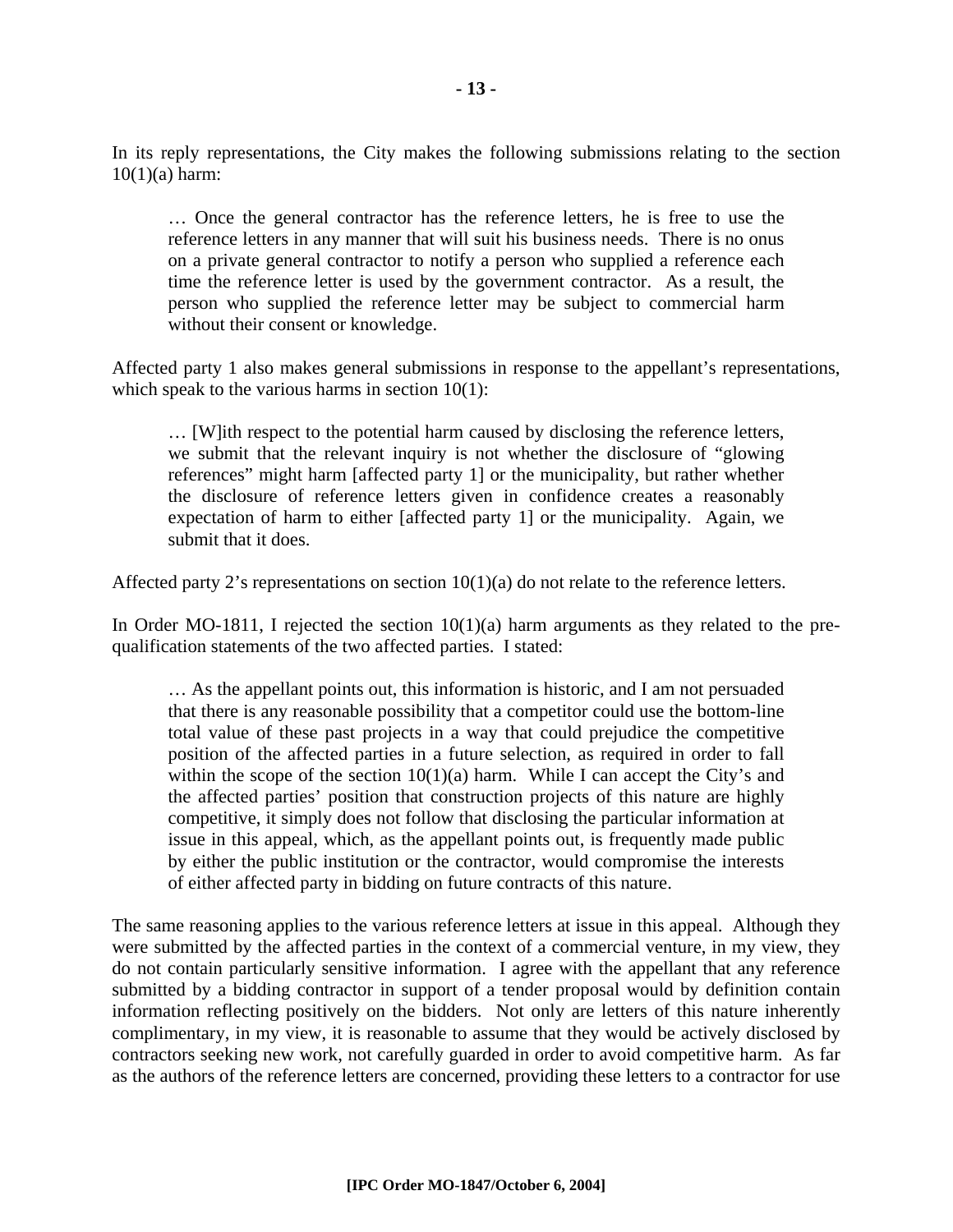In its reply representations, the City makes the following submissions relating to the section 10(1)(a) harm:

> … Once the general contractor has the reference letters, he is free to use the reference letters in any manner that will suit his business needs. There is no onus on a private general contractor to notify a person who supplied a reference each time the reference letter is used by the government contractor. As a result, the person who supplied the reference letter may be subject to commercial harm without their consent or knowledge.

Affected party 1 also makes general submissions in response to the appellant's representations, which speak to the various harms in section 10(1):

> … [W]ith respect to the potential harm caused by disclosing the reference letters, we submit that the relevant inquiry is not whether the disclosure of "glowing references" might harm [affected party 1] or the municipality, but rather whether the disclosure of reference letters given in confidence creates a reasonably expectation of harm to either [affected party 1] or the municipality. Again, we submit that it does.

Affected party 2's representations on section 10(1)(a) do not relate to the reference letters.

In Order MO-1811, I rejected the section 10(1)(a) harm arguments as they related to the pre-qualification statements of the two affected parties. I stated:

> … As the appellant points out, this information is historic, and I am not persuaded that there is any reasonable possibility that a competitor could use the bottom-line total value of these past projects in a way that could prejudice the competitive position of the affected parties in a future selection, as required in order to fall within the scope of the section 10(1)(a) harm. While I can accept the City's and the affected parties' position that construction projects of this nature are highly competitive, it simply does not follow that disclosing the particular information at issue in this appeal, which, as the appellant points out, is frequently made public by either the public institution or the contractor, would compromise the interests of either affected party in bidding on future contracts of this nature.

The same reasoning applies to the various reference letters at issue in this appeal. Although they were submitted by the affected parties in the context of a commercial venture, in my view, they do not contain particularly sensitive information. I agree with the appellant that any reference submitted by a bidding contractor in support of a tender proposal would by definition contain information reflecting positively on the bidders. Not only are letters of this nature inherently complimentary, in my view, it is reasonable to assume that they would be actively disclosed by contractors seeking new work, not carefully guarded in order to avoid competitive harm. As far as the authors of the reference letters are concerned, providing these letters to a contractor for use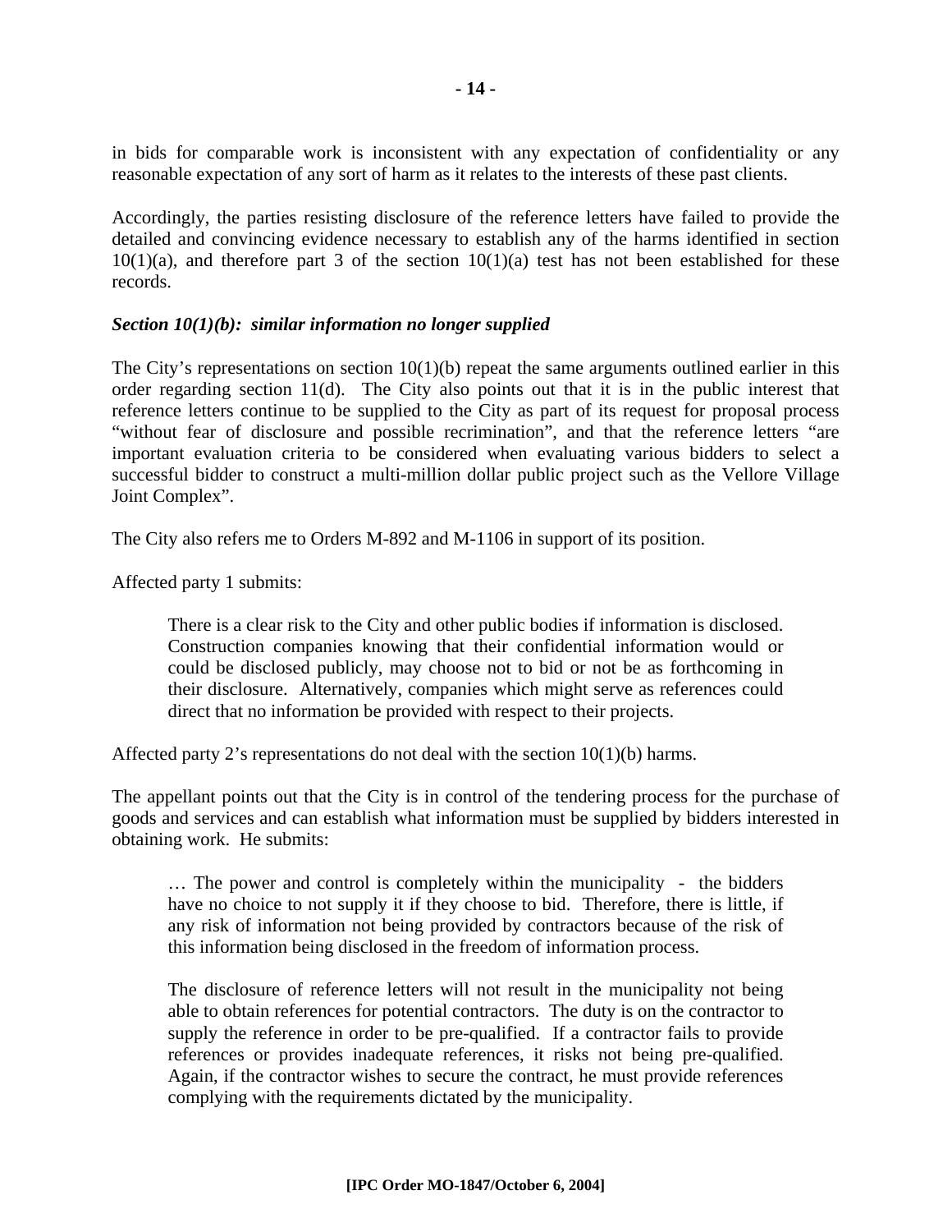in bids for comparable work is inconsistent with any expectation of confidentiality or any reasonable expectation of any sort of harm as it relates to the interests of these past clients.

Accordingly, the parties resisting disclosure of the reference letters have failed to provide the detailed and convincing evidence necessary to establish any of the harms identified in section 10(1)(a), and therefore part 3 of the section 10(1)(a) test has not been established for these records.

***Section 10(1)(b): similar information no longer supplied***

The City's representations on section 10(1)(b) repeat the same arguments outlined earlier in this order regarding section 11(d). The City also points out that it is in the public interest that reference letters continue to be supplied to the City as part of its request for proposal process "without fear of disclosure and possible recrimination", and that the reference letters "are important evaluation criteria to be considered when evaluating various bidders to select a successful bidder to construct a multi-million dollar public project such as the Vellore Village Joint Complex".

The City also refers me to Orders M-892 and M-1106 in support of its position.

Affected party 1 submits:

> There is a clear risk to the City and other public bodies if information is disclosed. Construction companies knowing that their confidential information would or could be disclosed publicly, may choose not to bid or not be as forthcoming in their disclosure. Alternatively, companies which might serve as references could direct that no information be provided with respect to their projects.

Affected party 2's representations do not deal with the section 10(1)(b) harms.

The appellant points out that the City is in control of the tendering process for the purchase of goods and services and can establish what information must be supplied by bidders interested in obtaining work. He submits:

> … The power and control is completely within the municipality - the bidders have no choice to not supply it if they choose to bid. Therefore, there is little, if any risk of information not being provided by contractors because of the risk of this information being disclosed in the freedom of information process.
>
> The disclosure of reference letters will not result in the municipality not being able to obtain references for potential contractors. The duty is on the contractor to supply the reference in order to be pre-qualified. If a contractor fails to provide references or provides inadequate references, it risks not being pre-qualified. Again, if the contractor wishes to secure the contract, he must provide references complying with the requirements dictated by the municipality.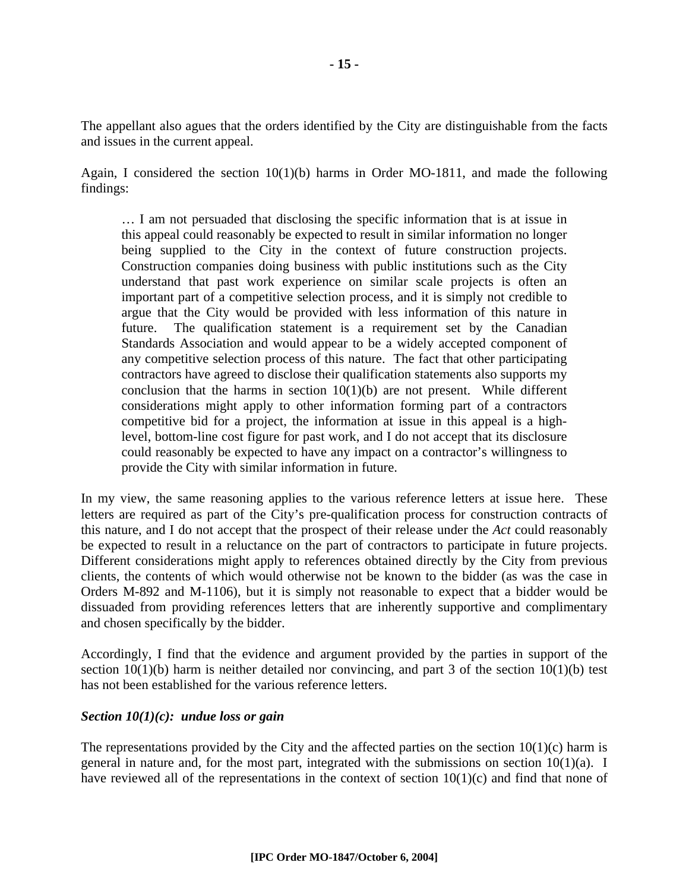The appellant also agues that the orders identified by the City are distinguishable from the facts and issues in the current appeal.

Again, I considered the section 10(1)(b) harms in Order MO-1811, and made the following findings:

> … I am not persuaded that disclosing the specific information that is at issue in this appeal could reasonably be expected to result in similar information no longer being supplied to the City in the context of future construction projects. Construction companies doing business with public institutions such as the City understand that past work experience on similar scale projects is often an important part of a competitive selection process, and it is simply not credible to argue that the City would be provided with less information of this nature in future. The qualification statement is a requirement set by the Canadian Standards Association and would appear to be a widely accepted component of any competitive selection process of this nature. The fact that other participating contractors have agreed to disclose their qualification statements also supports my conclusion that the harms in section 10(1)(b) are not present. While different considerations might apply to other information forming part of a contractors competitive bid for a project, the information at issue in this appeal is a high-level, bottom-line cost figure for past work, and I do not accept that its disclosure could reasonably be expected to have any impact on a contractor's willingness to provide the City with similar information in future.

In my view, the same reasoning applies to the various reference letters at issue here. These letters are required as part of the City's pre-qualification process for construction contracts of this nature, and I do not accept that the prospect of their release under the *Act* could reasonably be expected to result in a reluctance on the part of contractors to participate in future projects. Different considerations might apply to references obtained directly by the City from previous clients, the contents of which would otherwise not be known to the bidder (as was the case in Orders M-892 and M-1106), but it is simply not reasonable to expect that a bidder would be dissuaded from providing references letters that are inherently supportive and complimentary and chosen specifically by the bidder.

Accordingly, I find that the evidence and argument provided by the parties in support of the section 10(1)(b) harm is neither detailed nor convincing, and part 3 of the section 10(1)(b) test has not been established for the various reference letters.

### *Section 10(1)(c): undue loss or gain*

The representations provided by the City and the affected parties on the section 10(1)(c) harm is general in nature and, for the most part, integrated with the submissions on section 10(1)(a). I have reviewed all of the representations in the context of section 10(1)(c) and find that none of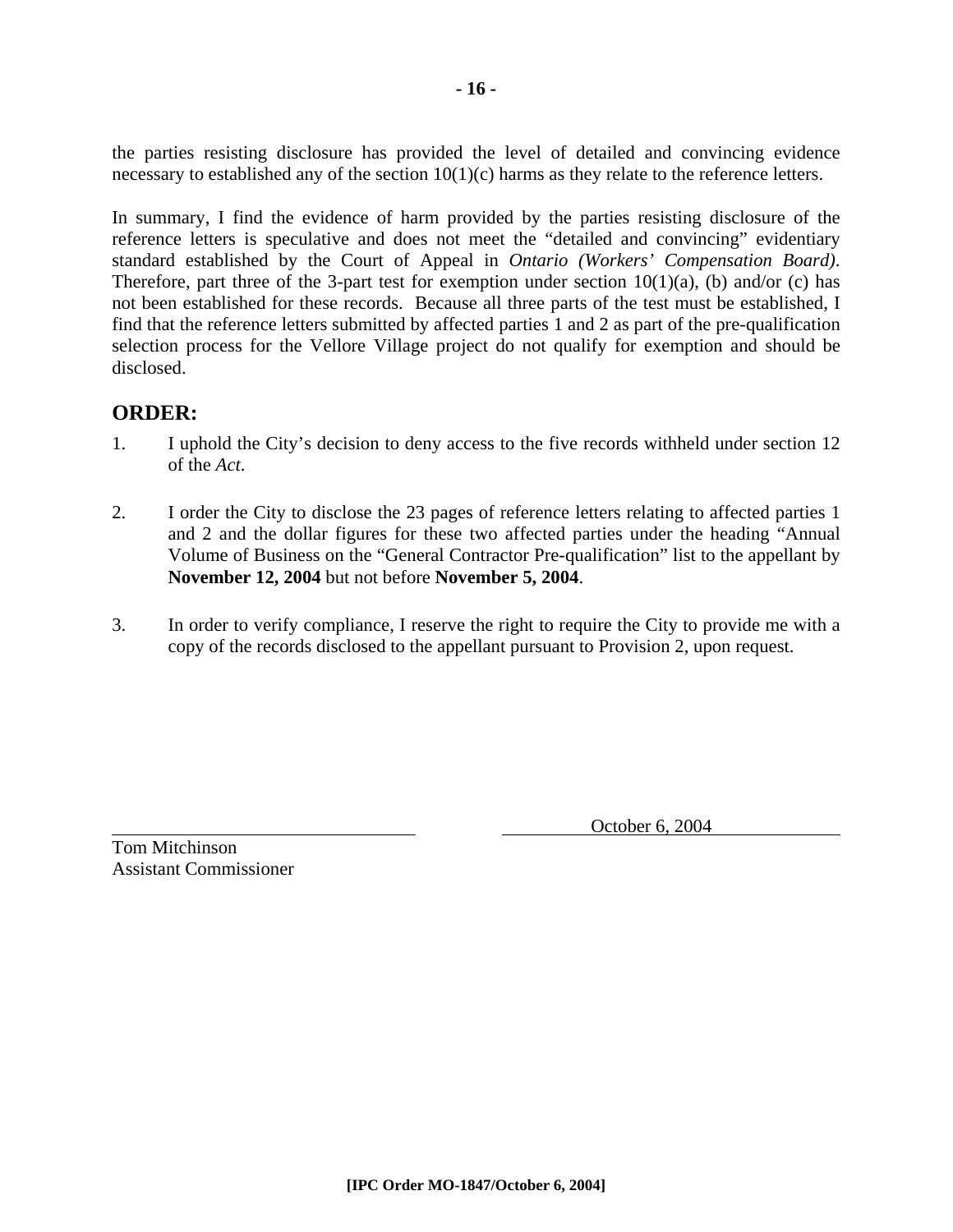the parties resisting disclosure has provided the level of detailed and convincing evidence necessary to established any of the section 10(1)(c) harms as they relate to the reference letters.

In summary, I find the evidence of harm provided by the parties resisting disclosure of the reference letters is speculative and does not meet the "detailed and convincing" evidentiary standard established by the Court of Appeal in *Ontario (Workers' Compensation Board)*. Therefore, part three of the 3-part test for exemption under section 10(1)(a), (b) and/or (c) has not been established for these records. Because all three parts of the test must be established, I find that the reference letters submitted by affected parties 1 and 2 as part of the pre-qualification selection process for the Vellore Village project do not qualify for exemption and should be disclosed.

## ORDER:

1. I uphold the City's decision to deny access to the five records withheld under section 12 of the *Act*.

2. I order the City to disclose the 23 pages of reference letters relating to affected parties 1 and 2 and the dollar figures for these two affected parties under the heading "Annual Volume of Business on the "General Contractor Pre-qualification" list to the appellant by **November 12, 2004** but not before **November 5, 2004**.

3. In order to verify compliance, I reserve the right to require the City to provide me with a copy of the records disclosed to the appellant pursuant to Provision 2, upon request.

October 6, 2004

Tom Mitchinson
Assistant Commissioner

[IPC Order MO-1847/October 6, 2004]